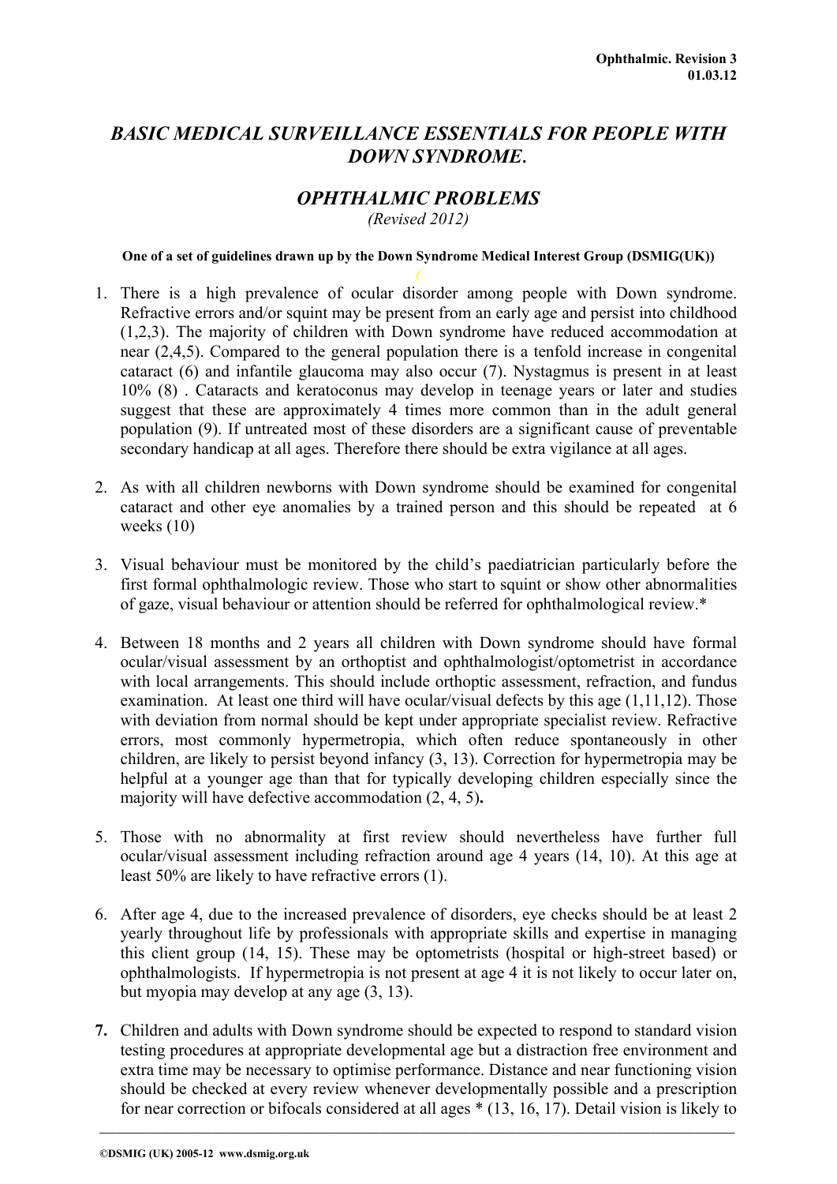# *BASIC MEDICAL SURVEILLANCE ESSENTIALS FOR PEOPLE WITH DOWN SYNDROME.*

## *OPHTHALMIC PROBLEMS*

*(Revised 2012)*

**One of a set of guidelines drawn up by the Down Syndrome Medical Interest Group (DSMIG(UK))**

1. There is a high prevalence of ocular disorder among people with Down syndrome. Refractive errors and/or squint may be present from an early age and persist into childhood (1,2,3). The majority of children with Down syndrome have reduced accommodation at near (2,4,5). Compared to the general population there is a tenfold increase in congenital cataract (6) and infantile glaucoma may also occur (7). Nystagmus is present in at least 10% (8) . Cataracts and keratoconus may develop in teenage years or later and studies suggest that these are approximately 4 times more common than in the adult general population (9). If untreated most of these disorders are a significant cause of preventable secondary handicap at all ages. Therefore there should be extra vigilance at all ages.

2. As with all children newborns with Down syndrome should be examined for congenital cataract and other eye anomalies by a trained person and this should be repeated at 6 weeks (10)

3. Visual behaviour must be monitored by the child's paediatrician particularly before the first formal ophthalmologic review. Those who start to squint or show other abnormalities of gaze, visual behaviour or attention should be referred for ophthalmological review.*

4. Between 18 months and 2 years all children with Down syndrome should have formal ocular/visual assessment by an orthoptist and ophthalmologist/optometrist in accordance with local arrangements. This should include orthoptic assessment, refraction, and fundus examination. At least one third will have ocular/visual defects by this age (1,11,12). Those with deviation from normal should be kept under appropriate specialist review. Refractive errors, most commonly hypermetropia, which often reduce spontaneously in other children, are likely to persist beyond infancy (3, 13). Correction for hypermetropia may be helpful at a younger age than that for typically developing children especially since the majority will have defective accommodation (2, 4, 5)**.**

5. Those with no abnormality at first review should nevertheless have further full ocular/visual assessment including refraction around age 4 years (14, 10). At this age at least 50% are likely to have refractive errors (1).

6. After age 4, due to the increased prevalence of disorders, eye checks should be at least 2 yearly throughout life by professionals with appropriate skills and expertise in managing this client group (14, 15). These may be optometrists (hospital or high-street based) or ophthalmologists. If hypermetropia is not present at age 4 it is not likely to occur later on, but myopia may develop at any age (3, 13).

7. Children and adults with Down syndrome should be expected to respond to standard vision testing procedures at appropriate developmental age but a distraction free environment and extra time may be necessary to optimise performance. Distance and near functioning vision should be checked at every review whenever developmentally possible and a prescription for near correction or bifocals considered at all ages * (13, 16, 17). Detail vision is likely to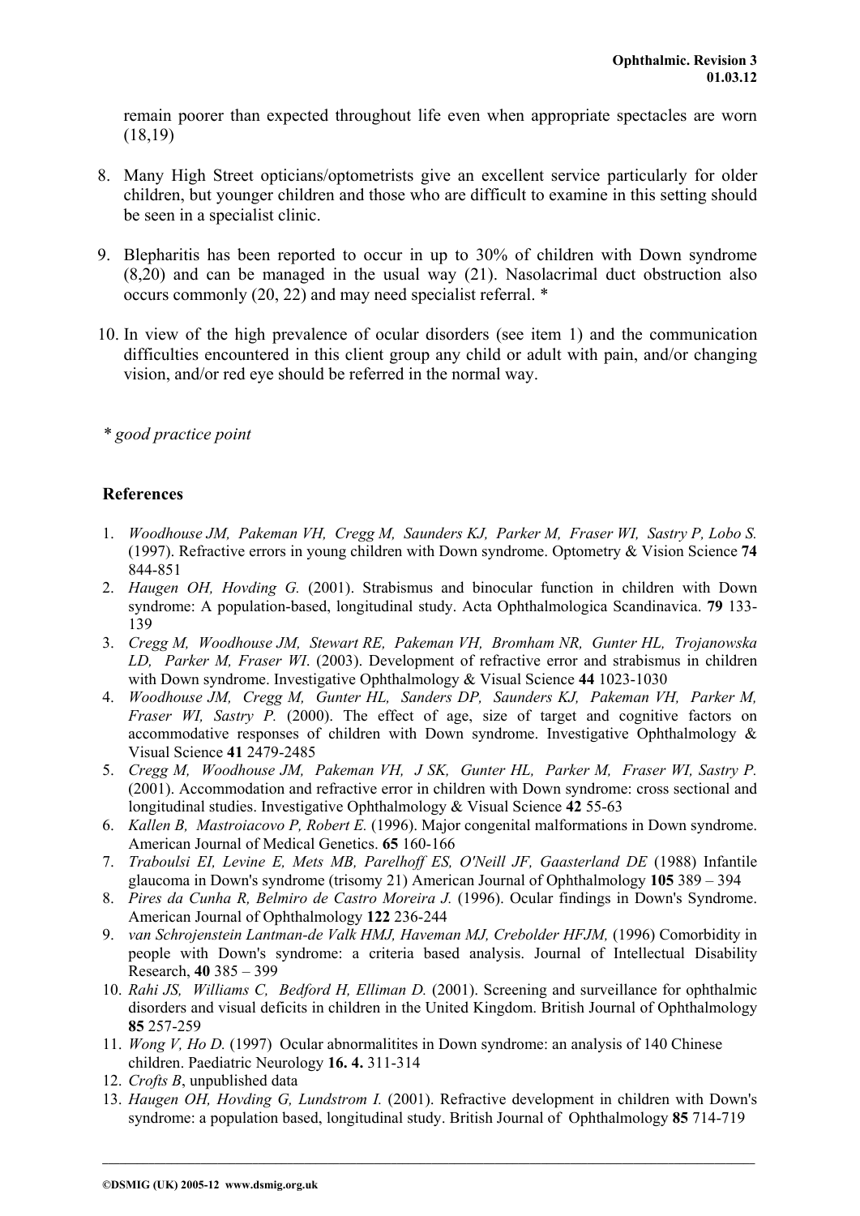remain poorer than expected throughout life even when appropriate spectacles are worn (18,19)

8. Many High Street opticians/optometrists give an excellent service particularly for older children, but younger children and those who are difficult to examine in this setting should be seen in a specialist clinic.

9. Blepharitis has been reported to occur in up to 30% of children with Down syndrome (8,20) and can be managed in the usual way (21). Nasolacrimal duct obstruction also occurs commonly (20, 22) and may need specialist referral. *

10. In view of the high prevalence of ocular disorders (see item 1) and the communication difficulties encountered in this client group any child or adult with pain, and/or changing vision, and/or red eye should be referred in the normal way.

*\* good practice point*

## References

1. *Woodhouse JM, Pakeman VH, Cregg M, Saunders KJ, Parker M, Fraser WI, Sastry P, Lobo S.* (1997). Refractive errors in young children with Down syndrome. Optometry & Vision Science **74** 844-851
2. *Haugen OH, Hovding G.* (2001). Strabismus and binocular function in children with Down syndrome: A population-based, longitudinal study. Acta Ophthalmologica Scandinavica. **79** 133-139
3. *Cregg M, Woodhouse JM, Stewart RE, Pakeman VH, Bromham NR, Gunter HL, Trojanowska LD, Parker M, Fraser WI.* (2003). Development of refractive error and strabismus in children with Down syndrome. Investigative Ophthalmology & Visual Science **44** 1023-1030
4. *Woodhouse JM, Cregg M, Gunter HL, Sanders DP, Saunders KJ, Pakeman VH, Parker M, Fraser WI, Sastry P.* (2000). The effect of age, size of target and cognitive factors on accommodative responses of children with Down syndrome. Investigative Ophthalmology & Visual Science **41** 2479-2485
5. *Cregg M, Woodhouse JM, Pakeman VH, J SK, Gunter HL, Parker M, Fraser WI, Sastry P.* (2001). Accommodation and refractive error in children with Down syndrome: cross sectional and longitudinal studies. Investigative Ophthalmology & Visual Science **42** 55-63
6. *Kallen B, Mastroiacovo P, Robert E.* (1996). Major congenital malformations in Down syndrome. American Journal of Medical Genetics. **65** 160-166
7. *Traboulsi EI, Levine E, Mets MB, Parelhoff ES, O'Neill JF, Gaasterland DE* (1988) Infantile glaucoma in Down's syndrome (trisomy 21) American Journal of Ophthalmology **105** 389 – 394
8. *Pires da Cunha R, Belmiro de Castro Moreira J.* (1996). Ocular findings in Down's Syndrome. American Journal of Ophthalmology **122** 236-244
9. *van Schrojenstein Lantman-de Valk HMJ, Haveman MJ, Crebolder HFJM,* (1996) Comorbidity in people with Down's syndrome: a criteria based analysis. Journal of Intellectual Disability Research, **40** 385 – 399
10. *Rahi JS, Williams C, Bedford H, Elliman D.* (2001). Screening and surveillance for ophthalmic disorders and visual deficits in children in the United Kingdom. British Journal of Ophthalmology **85** 257-259
11. *Wong V, Ho D.* (1997) Ocular abnormalitites in Down syndrome: an analysis of 140 Chinese children. Paediatric Neurology **16. 4.** 311-314
12. *Crofts B*, unpublished data
13. *Haugen OH, Hovding G, Lundstrom I.* (2001). Refractive development in children with Down's syndrome: a population based, longitudinal study. British Journal of Ophthalmology **85** 714-719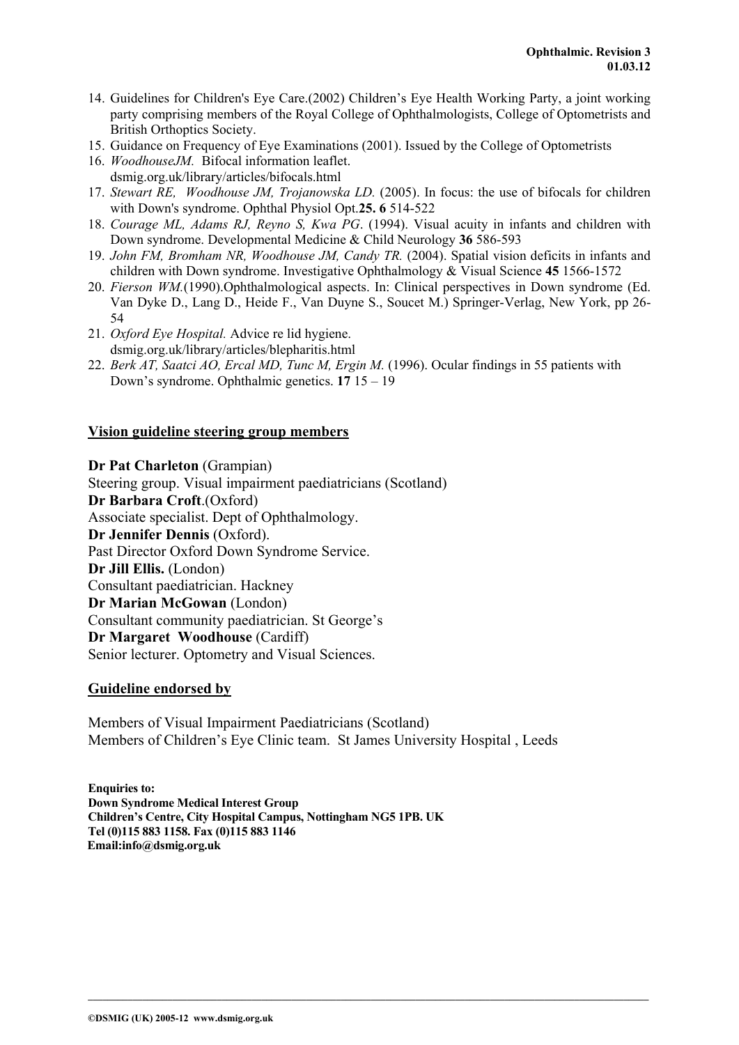14. Guidelines for Children's Eye Care.(2002) Children's Eye Health Working Party, a joint working party comprising members of the Royal College of Ophthalmologists, College of Optometrists and British Orthoptics Society.
15. Guidance on Frequency of Eye Examinations (2001). Issued by the College of Optometrists
16. *WoodhouseJM.* Bifocal information leaflet. dsmig.org.uk/library/articles/bifocals.html
17. *Stewart RE, Woodhouse JM, Trojanowska LD.* (2005). In focus: the use of bifocals for children with Down's syndrome. Ophthal Physiol Opt.**25. 6** 514-522
18. *Courage ML, Adams RJ, Reyno S, Kwa PG*. (1994). Visual acuity in infants and children with Down syndrome. Developmental Medicine & Child Neurology **36** 586-593
19. *John FM, Bromham NR, Woodhouse JM, Candy TR.* (2004). Spatial vision deficits in infants and children with Down syndrome. Investigative Ophthalmology & Visual Science **45** 1566-1572
20. *Fierson WM.*(1990).Ophthalmological aspects. In: Clinical perspectives in Down syndrome (Ed. Van Dyke D., Lang D., Heide F., Van Duyne S., Soucet M.) Springer-Verlag, New York, pp 26-54
21. *Oxford Eye Hospital.* Advice re lid hygiene. dsmig.org.uk/library/articles/blepharitis.html
22. *Berk AT, Saatci AO, Ercal MD, Tunc M, Ergin M.* (1996). Ocular findings in 55 patients with Down's syndrome. Ophthalmic genetics. **17** 15 – 19

## Vision guideline steering group members

**Dr Pat Charleton** (Grampian)
Steering group. Visual impairment paediatricians (Scotland)
**Dr Barbara Croft**.(Oxford)
Associate specialist. Dept of Ophthalmology.
**Dr Jennifer Dennis** (Oxford).
Past Director Oxford Down Syndrome Service.
**Dr Jill Ellis.** (London)
Consultant paediatrician. Hackney
**Dr Marian McGowan** (London)
Consultant community paediatrician. St George's
**Dr Margaret Woodhouse** (Cardiff)
Senior lecturer. Optometry and Visual Sciences.

## Guideline endorsed by

Members of Visual Impairment Paediatricians (Scotland)
Members of Children's Eye Clinic team. St James University Hospital , Leeds

**Enquiries to:**
**Down Syndrome Medical Interest Group**
**Children's Centre, City Hospital Campus, Nottingham NG5 1PB. UK**
**Tel (0)115 883 1158. Fax (0)115 883 1146**
**Email:info@dsmig.org.uk**